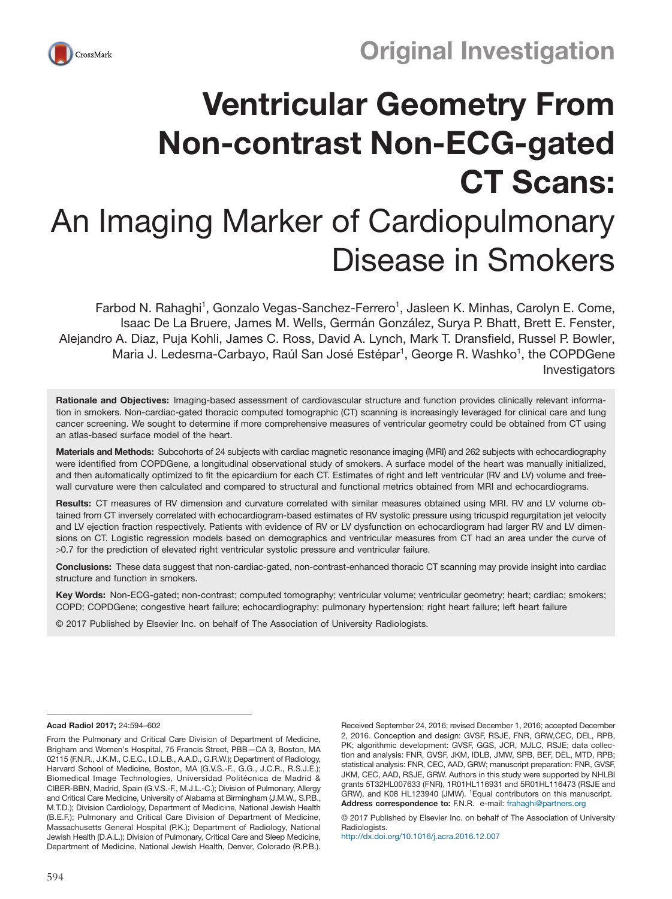Original Investigation

# Ventricular Geometry From Non-contrast Non-ECG-gated CT Scans:

## An Imaging Marker of Cardiopulmonary Disease in Smokers

Farbod N. Rahaghi[1], Gonzalo Vegas-Sanchez-Ferrero[1], Jasleen K. Minhas, Carolyn E. Come, Isaac De La Bruere, James M. Wells, Germán González, Surya P. Bhatt, Brett E. Fenster, Alejandro A. Diaz, Puja Kohli, James C. Ross, David A. Lynch, Mark T. Dransfield, Russel P. Bowler, Maria J. Ledesma-Carbayo, Raúl San José Estépar[1], George R. Washko[1], the COPDGene Investigators

**Rationale and Objectives:** Imaging-based assessment of cardiovascular structure and function provides clinically relevant information in smokers. Non-cardiac-gated thoracic computed tomographic (CT) scanning is increasingly leveraged for clinical care and lung cancer screening. We sought to determine if more comprehensive measures of ventricular geometry could be obtained from CT using an atlas-based surface model of the heart.

**Materials and Methods:** Subcohorts of 24 subjects with cardiac magnetic resonance imaging (MRI) and 262 subjects with echocardiography were identified from COPDGene, a longitudinal observational study of smokers. A surface model of the heart was manually initialized, and then automatically optimized to fit the epicardium for each CT. Estimates of right and left ventricular (RV and LV) volume and free-wall curvature were then calculated and compared to structural and functional metrics obtained from MRI and echocardiograms.

**Results:** CT measures of RV dimension and curvature correlated with similar measures obtained using MRI. RV and LV volume obtained from CT inversely correlated with echocardiogram-based estimates of RV systolic pressure using tricuspid regurgitation jet velocity and LV ejection fraction respectively. Patients with evidence of RV or LV dysfunction on echocardiogram had larger RV and LV dimensions on CT. Logistic regression models based on demographics and ventricular measures from CT had an area under the curve of >0.7 for the prediction of elevated right ventricular systolic pressure and ventricular failure.

**Conclusions:** These data suggest that non-cardiac-gated, non-contrast-enhanced thoracic CT scanning may provide insight into cardiac structure and function in smokers.

**Key Words:** Non-ECG-gated; non-contrast; computed tomography; ventricular volume; ventricular geometry; heart; cardiac; smokers; COPD; COPDGene; congestive heart failure; echocardiography; pulmonary hypertension; right heart failure; left heart failure

© 2017 Published by Elsevier Inc. on behalf of The Association of University Radiologists.

---

**Acad Radiol 2017;** 24:594–602

From the Pulmonary and Critical Care Division of Department of Medicine, Brigham and Women's Hospital, 75 Francis Street, PBB—CA 3, Boston, MA 02115 (F.N.R., J.K.M., C.E.C., I.D.L.B., A.A.D., G.R.W.); Department of Radiology, Harvard School of Medicine, Boston, MA (G.V.S.-F., G.G., J.C.R., R.S.J.E.); Biomedical Image Technologies, Universidad Politécnica de Madrid & CIBER-BBN, Madrid, Spain (G.V.S.-F., M.J.L.-C.); Division of Pulmonary, Allergy and Critical Care Medicine, University of Alabama at Birmingham (J.M.W., S.P.B., M.T.D.); Division Cardiology, Department of Medicine, National Jewish Health (B.E.F.); Pulmonary and Critical Care Division of Department of Medicine, Massachusetts General Hospital (P.K.); Department of Radiology, National Jewish Health (D.A.L.); Division of Pulmonary, Critical Care and Sleep Medicine, Department of Medicine, National Jewish Health, Denver, Colorado (R.P.B.). Received September 24, 2016; revised December 1, 2016; accepted December 2, 2016. Conception and design: GVSF, RSJE, FNR, GRW,CEC, DEL, RPB, PK; algorithmic development: GVSF, GGS, JCR, MJLC, RSJE; data collection and analysis: FNR, GVSF, JKM, IDLB, JMW, SPB, BEF, DEL, MTD, RPB; statistical analysis: FNR, CEC, AAD, GRW; manuscript preparation: FNR, GVSF, JKM, CEC, AAD, RSJE, GRW. Authors in this study were supported by NHLBI grants 5T32HL007633 (FNR), 1R01HL116931 and 5R01HL116473 (RSJE and GRW), and K08 HL123940 (JMW). [1]Equal contributors on this manuscript. **Address correspondence to:** F.N.R. e-mail: frahaghi@partners.org

© 2017 Published by Elsevier Inc. on behalf of The Association of University Radiologists.
http://dx.doi.org/10.1016/j.acra.2016.12.007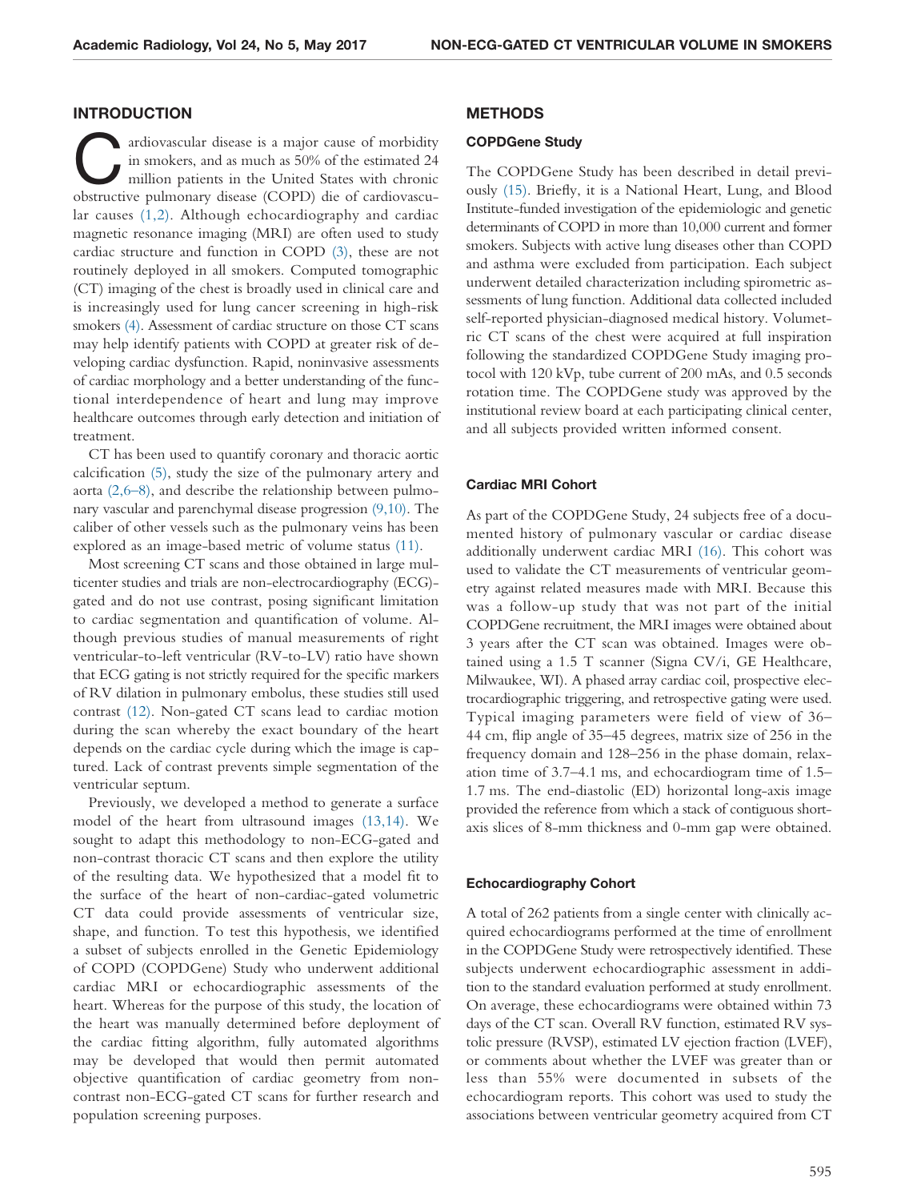## INTRODUCTION

Cardiovascular disease is a major cause of morbidity in smokers, and as much as 50% of the estimated 24 million patients in the United States with chronic obstructive pulmonary disease (COPD) die of cardiovascular causes (1,2). Although echocardiography and cardiac magnetic resonance imaging (MRI) are often used to study cardiac structure and function in COPD (3), these are not routinely deployed in all smokers. Computed tomographic (CT) imaging of the chest is broadly used in clinical care and is increasingly used for lung cancer screening in high-risk smokers (4). Assessment of cardiac structure on those CT scans may help identify patients with COPD at greater risk of developing cardiac dysfunction. Rapid, noninvasive assessments of cardiac morphology and a better understanding of the functional interdependence of heart and lung may improve healthcare outcomes through early detection and initiation of treatment.

CT has been used to quantify coronary and thoracic aortic calcification (5), study the size of the pulmonary artery and aorta (2,6–8), and describe the relationship between pulmonary vascular and parenchymal disease progression (9,10). The caliber of other vessels such as the pulmonary veins has been explored as an image-based metric of volume status (11).

Most screening CT scans and those obtained in large multicenter studies and trials are non-electrocardiography (ECG)-gated and do not use contrast, posing significant limitation to cardiac segmentation and quantification of volume. Although previous studies of manual measurements of right ventricular-to-left ventricular (RV-to-LV) ratio have shown that ECG gating is not strictly required for the specific markers of RV dilation in pulmonary embolus, these studies still used contrast (12). Non-gated CT scans lead to cardiac motion during the scan whereby the exact boundary of the heart depends on the cardiac cycle during which the image is captured. Lack of contrast prevents simple segmentation of the ventricular septum.

Previously, we developed a method to generate a surface model of the heart from ultrasound images (13,14). We sought to adapt this methodology to non-ECG-gated and non-contrast thoracic CT scans and then explore the utility of the resulting data. We hypothesized that a model fit to the surface of the heart of non-cardiac-gated volumetric CT data could provide assessments of ventricular size, shape, and function. To test this hypothesis, we identified a subset of subjects enrolled in the Genetic Epidemiology of COPD (COPDGene) Study who underwent additional cardiac MRI or echocardiographic assessments of the heart. Whereas for the purpose of this study, the location of the heart was manually determined before deployment of the cardiac fitting algorithm, fully automated algorithms may be developed that would then permit automated objective quantification of cardiac geometry from non-contrast non-ECG-gated CT scans for further research and population screening purposes.

## METHODS

### COPDGene Study

The COPDGene Study has been described in detail previously (15). Briefly, it is a National Heart, Lung, and Blood Institute-funded investigation of the epidemiologic and genetic determinants of COPD in more than 10,000 current and former smokers. Subjects with active lung diseases other than COPD and asthma were excluded from participation. Each subject underwent detailed characterization including spirometric assessments of lung function. Additional data collected included self-reported physician-diagnosed medical history. Volumetric CT scans of the chest were acquired at full inspiration following the standardized COPDGene Study imaging protocol with 120 kVp, tube current of 200 mAs, and 0.5 seconds rotation time. The COPDGene study was approved by the institutional review board at each participating clinical center, and all subjects provided written informed consent.

### Cardiac MRI Cohort

As part of the COPDGene Study, 24 subjects free of a documented history of pulmonary vascular or cardiac disease additionally underwent cardiac MRI (16). This cohort was used to validate the CT measurements of ventricular geometry against related measures made with MRI. Because this was a follow-up study that was not part of the initial COPDGene recruitment, the MRI images were obtained about 3 years after the CT scan was obtained. Images were obtained using a 1.5 T scanner (Signa CV/i, GE Healthcare, Milwaukee, WI). A phased array cardiac coil, prospective electrocardiographic triggering, and retrospective gating were used. Typical imaging parameters were field of view of 36–44 cm, flip angle of 35–45 degrees, matrix size of 256 in the frequency domain and 128–256 in the phase domain, relaxation time of 3.7–4.1 ms, and echocardiogram time of 1.5–1.7 ms. The end-diastolic (ED) horizontal long-axis image provided the reference from which a stack of contiguous short-axis slices of 8-mm thickness and 0-mm gap were obtained.

### Echocardiography Cohort

A total of 262 patients from a single center with clinically acquired echocardiograms performed at the time of enrollment in the COPDGene Study were retrospectively identified. These subjects underwent echocardiographic assessment in addition to the standard evaluation performed at study enrollment. On average, these echocardiograms were obtained within 73 days of the CT scan. Overall RV function, estimated RV systolic pressure (RVSP), estimated LV ejection fraction (LVEF), or comments about whether the LVEF was greater than or less than 55% were documented in subsets of the echocardiogram reports. This cohort was used to study the associations between ventricular geometry acquired from CT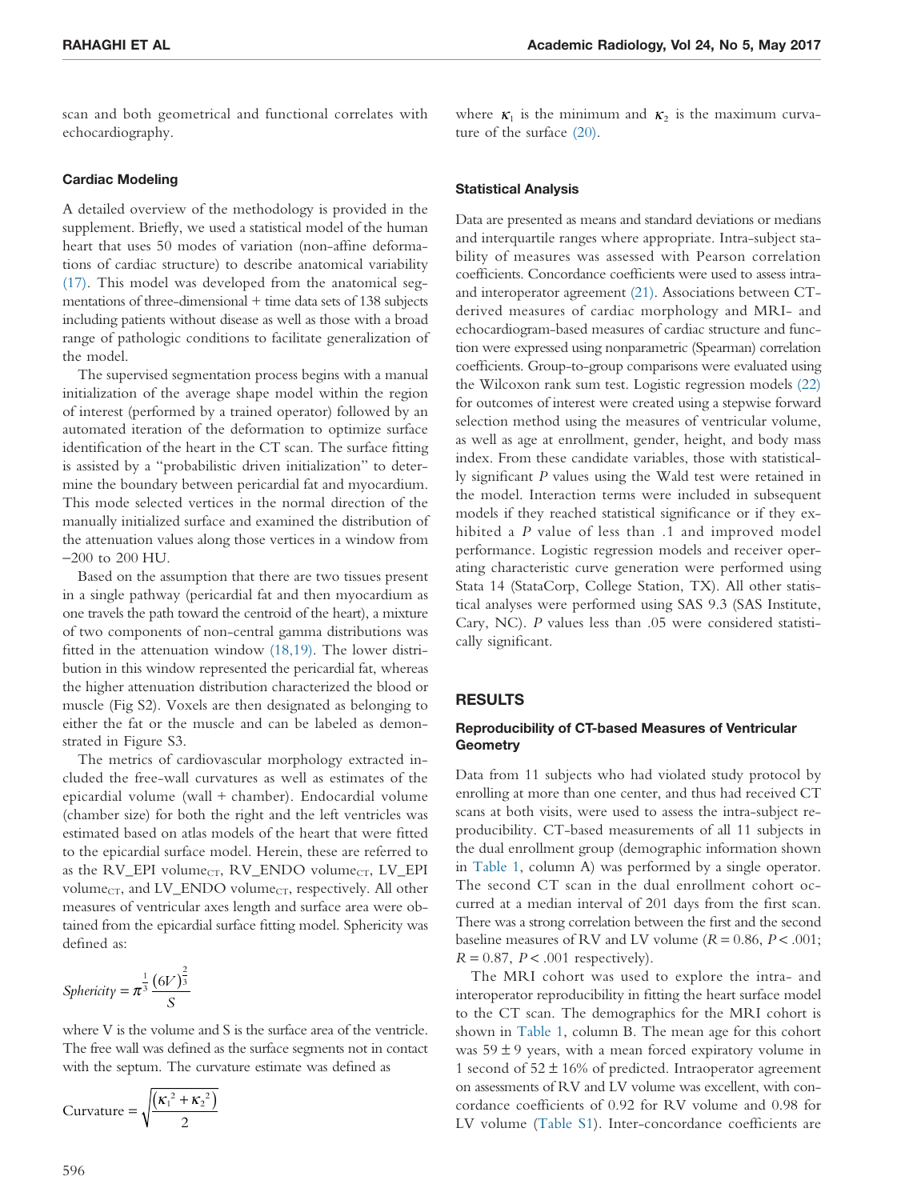scan and both geometrical and functional correlates with echocardiography.

### Cardiac Modeling

A detailed overview of the methodology is provided in the supplement. Briefly, we used a statistical model of the human heart that uses 50 modes of variation (non-affine deformations of cardiac structure) to describe anatomical variability (17). This model was developed from the anatomical segmentations of three-dimensional + time data sets of 138 subjects including patients without disease as well as those with a broad range of pathologic conditions to facilitate generalization of the model.

The supervised segmentation process begins with a manual initialization of the average shape model within the region of interest (performed by a trained operator) followed by an automated iteration of the deformation to optimize surface identification of the heart in the CT scan. The surface fitting is assisted by a "probabilistic driven initialization" to determine the boundary between pericardial fat and myocardium. This mode selected vertices in the normal direction of the manually initialized surface and examined the distribution of the attenuation values along those vertices in a window from −200 to 200 HU.

Based on the assumption that there are two tissues present in a single pathway (pericardial fat and then myocardium as one travels the path toward the centroid of the heart), a mixture of two components of non-central gamma distributions was fitted in the attenuation window (18,19). The lower distribution in this window represented the pericardial fat, whereas the higher attenuation distribution characterized the blood or muscle (Fig S2). Voxels are then designated as belonging to either the fat or the muscle and can be labeled as demonstrated in Figure S3.

The metrics of cardiovascular morphology extracted included the free-wall curvatures as well as estimates of the epicardial volume (wall + chamber). Endocardial volume (chamber size) for both the right and the left ventricles was estimated based on atlas models of the heart that were fitted to the epicardial surface model. Herein, these are referred to as the RV_EPI volume$_{CT}$, RV_ENDO volume$_{CT}$, LV_EPI volume$_{CT}$, and LV_ENDO volume$_{CT}$, respectively. All other measures of ventricular axes length and surface area were obtained from the epicardial surface fitting model. Sphericity was defined as:

$$Sphericity = \pi^{\frac{1}{3}} \frac{(6V)^{\frac{2}{3}}}{S}$$

where V is the volume and S is the surface area of the ventricle. The free wall was defined as the surface segments not in contact with the septum. The curvature estimate was defined as

$$\text{Curvature} = \sqrt{\frac{\left(\kappa_1^2 + \kappa_2^2\right)}{2}}$$

where $\kappa_1$ is the minimum and $\kappa_2$ is the maximum curvature of the surface (20).

### Statistical Analysis

Data are presented as means and standard deviations or medians and interquartile ranges where appropriate. Intra-subject stability of measures was assessed with Pearson correlation coefficients. Concordance coefficients were used to assess intra- and interoperator agreement (21). Associations between CT-derived measures of cardiac morphology and MRI- and echocardiogram-based measures of cardiac structure and function were expressed using nonparametric (Spearman) correlation coefficients. Group-to-group comparisons were evaluated using the Wilcoxon rank sum test. Logistic regression models (22) for outcomes of interest were created using a stepwise forward selection method using the measures of ventricular volume, as well as age at enrollment, gender, height, and body mass index. From these candidate variables, those with statistically significant $P$ values using the Wald test were retained in the model. Interaction terms were included in subsequent models if they reached statistical significance or if they exhibited a $P$ value of less than .1 and improved model performance. Logistic regression models and receiver operating characteristic curve generation were performed using Stata 14 (StataCorp, College Station, TX). All other statistical analyses were performed using SAS 9.3 (SAS Institute, Cary, NC). $P$ values less than .05 were considered statistically significant.

## RESULTS

### Reproducibility of CT-based Measures of Ventricular Geometry

Data from 11 subjects who had violated study protocol by enrolling at more than one center, and thus had received CT scans at both visits, were used to assess the intra-subject reproducibility. CT-based measurements of all 11 subjects in the dual enrollment group (demographic information shown in Table 1, column A) was performed by a single operator. The second CT scan in the dual enrollment cohort occurred at a median interval of 201 days from the first scan. There was a strong correlation between the first and the second baseline measures of RV and LV volume ($R = 0.86$, $P < .001$; $R = 0.87$, $P < .001$ respectively).

The MRI cohort was used to explore the intra- and interoperator reproducibility in fitting the heart surface model to the CT scan. The demographics for the MRI cohort is shown in Table 1, column B. The mean age for this cohort was 59 ± 9 years, with a mean forced expiratory volume in 1 second of 52 ± 16% of predicted. Intraoperator agreement on assessments of RV and LV volume was excellent, with concordance coefficients of 0.92 for RV volume and 0.98 for LV volume (Table S1). Inter-concordance coefficients are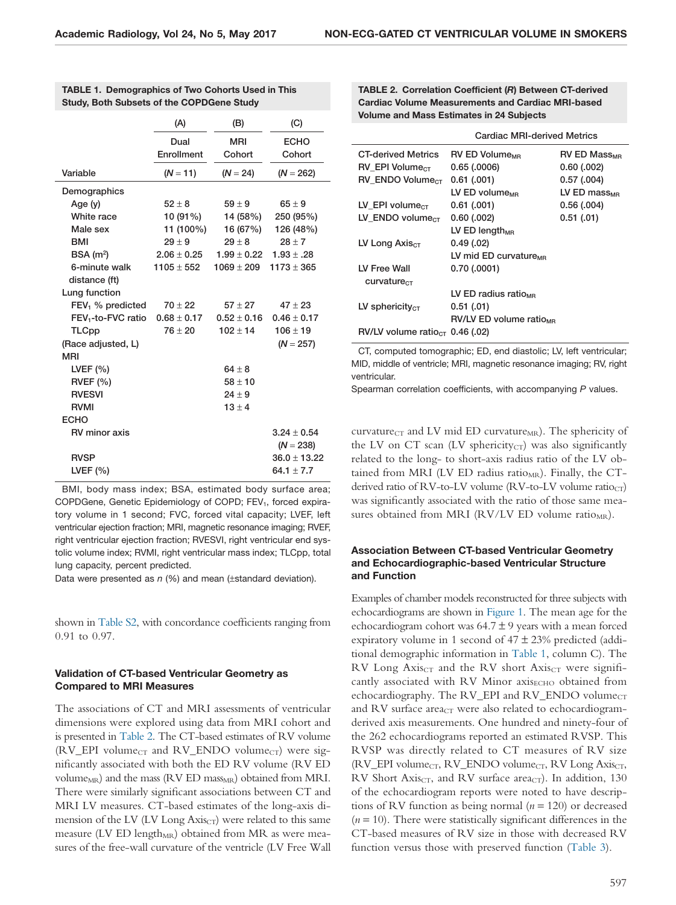**TABLE 1. Demographics of Two Cohorts Used in This Study, Both Subsets of the COPDGene Study**

| | (A) | (B) | (C) |
|---|---|---|---|
| | Dual Enrollment | MRI Cohort | ECHO Cohort |
| Variable | ($N = 11$) | ($N = 24$) | ($N = 262$) |
| Demographics | | | |
| Age (y) | 52 ± 8 | 59 ± 9 | 65 ± 9 |
| White race | 10 (91%) | 14 (58%) | 250 (95%) |
| Male sex | 11 (100%) | 16 (67%) | 126 (48%) |
| BMI | 29 ± 9 | 29 ± 8 | 28 ± 7 |
| BSA ($m^2$) | 2.06 ± 0.25 | 1.99 ± 0.22 | 1.93 ± .28 |
| 6-minute walk distance (ft) | 1105 ± 552 | 1069 ± 209 | 1173 ± 365 |
| Lung function | | | |
| $FEV_1$ % predicted | 70 ± 22 | 57 ± 27 | 47 ± 23 |
| $FEV_1$-to-FVC ratio | 0.68 ± 0.17 | 0.52 ± 0.16 | 0.46 ± 0.17 |
| TLCpp | 76 ± 20 | 102 ± 14 | 106 ± 19 |
| (Race adjusted, L) | | | ($N = 257$) |
| MRI | | | |
| LVEF (%) | | 64 ± 8 | |
| RVEF (%) | | 58 ± 10 | |
| RVESVI | | 24 ± 9 | |
| RVMI | | 13 ± 4 | |
| ECHO | | | |
| RV minor axis | | | 3.24 ± 0.54 ($N = 238$) |
| RVSP | | | 36.0 ± 13.22 |
| LVEF (%) | | | 64.1 ± 7.7 |

BMI, body mass index; BSA, estimated body surface area; COPDGene, Genetic Epidemiology of COPD; $FEV_1$, forced expiratory volume in 1 second; FVC, forced vital capacity; LVEF, left ventricular ejection fraction; MRI, magnetic resonance imaging; RVEF, right ventricular ejection fraction; RVESVI, right ventricular end systolic volume index; RVMI, right ventricular mass index; TLCpp, total lung capacity, percent predicted.

Data were presented as $n$ (%) and mean (±standard deviation).

shown in Table S2, with concordance coefficients ranging from 0.91 to 0.97.

### Validation of CT-based Ventricular Geometry as Compared to MRI Measures

The associations of CT and MRI assessments of ventricular dimensions were explored using data from MRI cohort and is presented in Table 2. The CT-based estimates of RV volume (RV_EPI $volume_{CT}$ and RV_ENDO $volume_{CT}$) were significantly associated with both the ED RV volume (RV ED $volume_{MR}$) and the mass (RV ED $mass_{MR}$) obtained from MRI. There were similarly significant associations between CT and MRI LV measures. CT-based estimates of the long-axis dimension of the LV (LV Long $Axis_{CT}$) were related to this same measure (LV ED $length_{MR}$) obtained from MR as were measures of the free-wall curvature of the ventricle (LV Free Wall $curvature_{CT}$ and LV mid ED $curvature_{MR}$). The sphericity of the LV on CT scan (LV $sphericity_{CT}$) was also significantly related to the long- to short-axis radius ratio of the LV obtained from MRI (LV ED radius $ratio_{MR}$). Finally, the CT-derived ratio of RV-to-LV volume (RV-to-LV volume $ratio_{CT}$) was significantly associated with the ratio of those same measures obtained from MRI (RV/LV ED volume $ratio_{MR}$).

**TABLE 2. Correlation Coefficient (*R*) Between CT-derived Cardiac Volume Measurements and Cardiac MRI-based Volume and Mass Estimates in 24 Subjects**

| | Cardiac MRI-derived Metrics | |
|---|---|---|
| CT-derived Metrics | RV ED $Volume_{MR}$ | RV ED $Mass_{MR}$ |
| RV_EPI $Volume_{CT}$ | 0.65 (.0006) | 0.60 (.002) |
| RV_ENDO $Volume_{CT}$ | 0.61 (.001) | 0.57 (.004) |
| | LV ED $volume_{MR}$ | LV ED $mass_{MR}$ |
| LV_EPI $volume_{CT}$ | 0.61 (.001) | 0.56 (.004) |
| LV_ENDO $volume_{CT}$ | 0.60 (.002) | 0.51 (.01) |
| | LV ED $length_{MR}$ | |
| LV Long $Axis_{CT}$ | 0.49 (.02) | |
| | LV mid ED $curvature_{MR}$ | |
| LV Free Wall $curvature_{CT}$ | 0.70 (.0001) | |
| | LV ED radius $ratio_{MR}$ | |
| LV $sphericity_{CT}$ | 0.51 (.01) | |
| | RV/LV ED volume $ratio_{MR}$ | |
| RV/LV volume $ratio_{CT}$ | 0.46 (.02) | |

CT, computed tomographic; ED, end diastolic; LV, left ventricular; MID, middle of ventricle; MRI, magnetic resonance imaging; RV, right ventricular.

Spearman correlation coefficients, with accompanying $P$ values.

### Association Between CT-based Ventricular Geometry and Echocardiographic-based Ventricular Structure and Function

Examples of chamber models reconstructed for three subjects with echocardiograms are shown in Figure 1. The mean age for the echocardiogram cohort was 64.7 ± 9 years with a mean forced expiratory volume in 1 second of 47 ± 23% predicted (additional demographic information in Table 1, column C). The RV Long $Axis_{CT}$ and the RV short $Axis_{CT}$ were significantly associated with RV Minor $axis_{ECHO}$ obtained from echocardiography. The RV_EPI and RV_ENDO $volume_{CT}$ and RV surface $area_{CT}$ were also related to echocardiogram-derived axis measurements. One hundred and ninety-four of the 262 echocardiograms reported an estimated RVSP. This RVSP was directly related to CT measures of RV size (RV_EPI $volume_{CT}$, RV_ENDO $volume_{CT}$, RV Long $Axis_{CT}$, RV Short $Axis_{CT}$, and RV surface $area_{CT}$). In addition, 130 of the echocardiogram reports were noted to have descriptions of RV function as being normal ($n = 120$) or decreased ($n = 10$). There were statistically significant differences in the CT-based measures of RV size in those with decreased RV function versus those with preserved function (Table 3).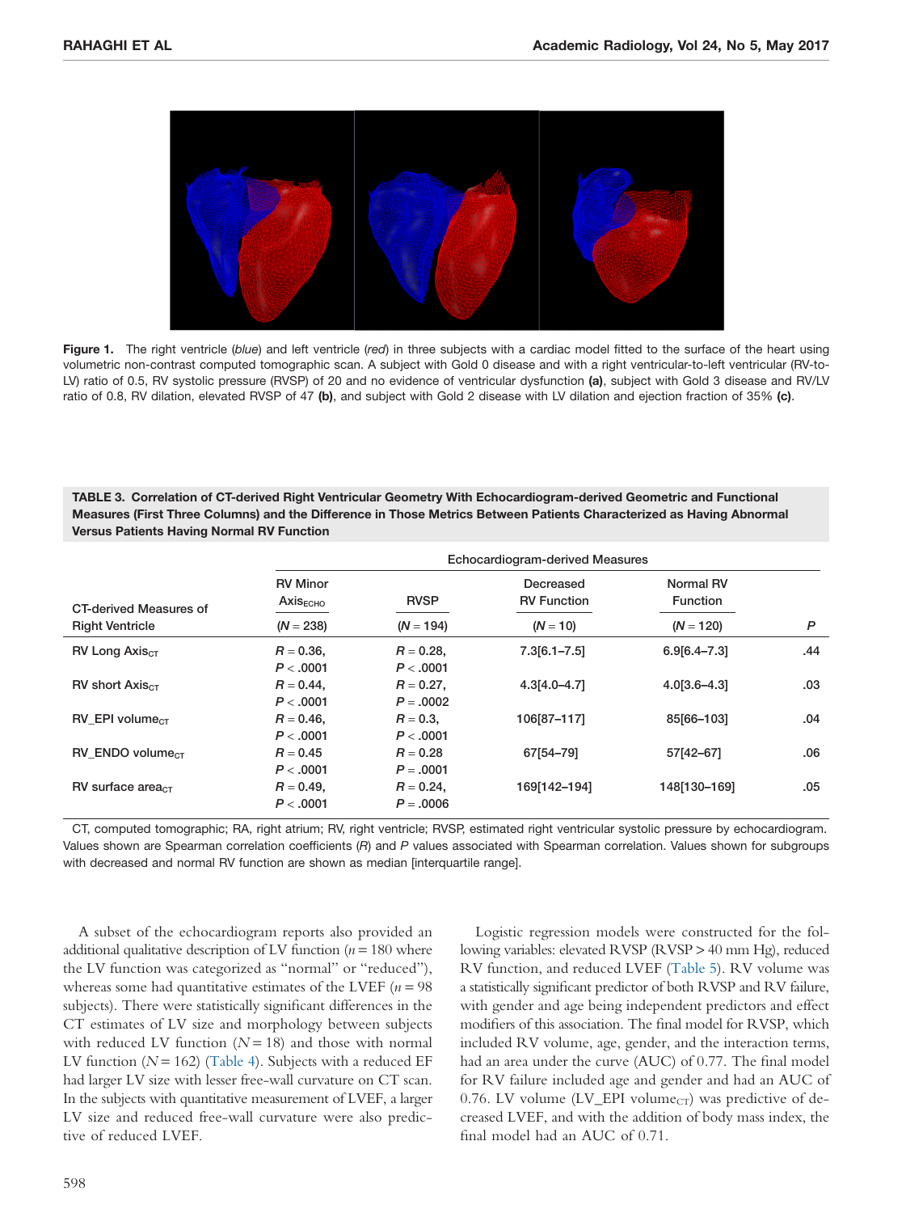**Figure 1.** The right ventricle (*blue*) and left ventricle (*red*) in three subjects with a cardiac model fitted to the surface of the heart using volumetric non-contrast computed tomographic scan. A subject with Gold 0 disease and with a right ventricular-to-left ventricular (RV-to-LV) ratio of 0.5, RV systolic pressure (RVSP) of 20 and no evidence of ventricular dysfunction **(a)**, subject with Gold 3 disease and RV/LV ratio of 0.8, RV dilation, elevated RVSP of 47 **(b)**, and subject with Gold 2 disease with LV dilation and ejection fraction of 35% **(c)**.

**TABLE 3. Correlation of CT-derived Right Ventricular Geometry With Echocardiogram-derived Geometric and Functional Measures (First Three Columns) and the Difference in Those Metrics Between Patients Characterized as Having Abnormal Versus Patients Having Normal RV Function**

| CT-derived Measures of Right Ventricle | Echocardiogram-derived Measures | | | | |
|---|---|---|---|---|---|
| | RV Minor $Axis_{ECHO}$ ($N = 238$) | RVSP ($N = 194$) | Decreased RV Function ($N = 10$) | Normal RV Function ($N = 120$) | $P$ |
| RV Long $Axis_{CT}$ | $R = 0.36$, $P < .0001$ | $R = 0.28$, $P < .0001$ | 7.3[6.1–7.5] | 6.9[6.4–7.3] | .44 |
| RV short $Axis_{CT}$ | $R = 0.44$, $P < .0001$ | $R = 0.27$, $P = .0002$ | 4.3[4.0–4.7] | 4.0[3.6–4.3] | .03 |
| RV_EPI $volume_{CT}$ | $R = 0.46$, $P < .0001$ | $R = 0.3$, $P < .0001$ | 106[87–117] | 85[66–103] | .04 |
| RV_ENDO $volume_{CT}$ | $R = 0.45$ $P < .0001$ | $R = 0.28$ $P = .0001$ | 67[54–79] | 57[42–67] | .06 |
| RV surface $area_{CT}$ | $R = 0.49$, $P < .0001$ | $R = 0.24$, $P = .0006$ | 169[142–194] | 148[130–169] | .05 |

CT, computed tomographic; RA, right atrium; RV, right ventricle; RVSP, estimated right ventricular systolic pressure by echocardiogram. Values shown are Spearman correlation coefficients ($R$) and $P$ values associated with Spearman correlation. Values shown for subgroups with decreased and normal RV function are shown as median [interquartile range].

A subset of the echocardiogram reports also provided an additional qualitative description of LV function ($n = 180$ where the LV function was categorized as "normal" or "reduced"), whereas some had quantitative estimates of the LVEF ($n = 98$ subjects). There were statistically significant differences in the CT estimates of LV size and morphology between subjects with reduced LV function ($N = 18$) and those with normal LV function ($N = 162$) (Table 4). Subjects with a reduced EF had larger LV size with lesser free-wall curvature on CT scan. In the subjects with quantitative measurement of LVEF, a larger LV size and reduced free-wall curvature were also predictive of reduced LVEF.

Logistic regression models were constructed for the following variables: elevated RVSP (RVSP > 40 mm Hg), reduced RV function, and reduced LVEF (Table 5). RV volume was a statistically significant predictor of both RVSP and RV failure, with gender and age being independent predictors and effect modifiers of this association. The final model for RVSP, which included RV volume, age, gender, and the interaction terms, had an area under the curve (AUC) of 0.77. The final model for RV failure included age and gender and had an AUC of 0.76. LV volume (LV_EPI $volume_{CT}$) was predictive of decreased LVEF, and with the addition of body mass index, the final model had an AUC of 0.71.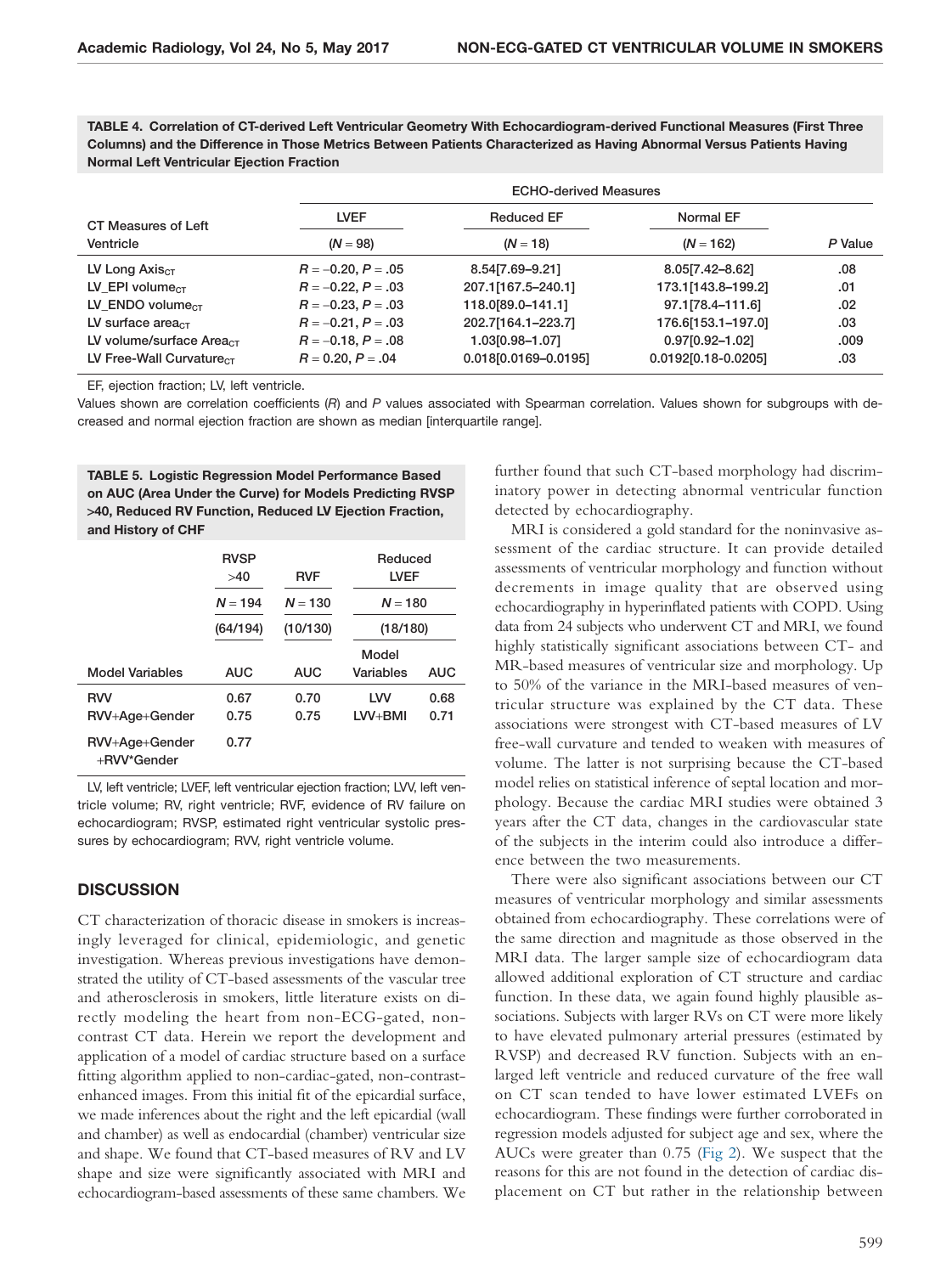**TABLE 4. Correlation of CT-derived Left Ventricular Geometry With Echocardiogram-derived Functional Measures (First Three Columns) and the Difference in Those Metrics Between Patients Characterized as Having Abnormal Versus Patients Having Normal Left Ventricular Ejection Fraction**

| CT Measures of Left Ventricle | ECHO-derived Measures LVEF ($N = 98$) | Reduced EF ($N = 18$) | Normal EF ($N = 162$) | $P$ Value |
|---|---|---|---|---|
| LV Long Axis$_{CT}$ | $R = -0.20$, $P = .05$ | 8.54[7.69–9.21] | 8.05[7.42–8.62] | .08 |
| LV_EPI volume$_{CT}$ | $R = -0.22$, $P = .03$ | 207.1[167.5–240.1] | 173.1[143.8–199.2] | .01 |
| LV_ENDO volume$_{CT}$ | $R = -0.23$, $P = .03$ | 118.0[89.0–141.1] | 97.1[78.4–111.6] | .02 |
| LV surface area$_{CT}$ | $R = -0.21$, $P = .03$ | 202.7[164.1–223.7] | 176.6[153.1–197.0] | .03 |
| LV volume/surface Area$_{CT}$ | $R = -0.18$, $P = .08$ | 1.03[0.98–1.07] | 0.97[0.92–1.02] | .009 |
| LV Free-Wall Curvature$_{CT}$ | $R = 0.20$, $P = .04$ | 0.018[0.0169–0.0195] | 0.0192[0.18-0.0205] | .03 |

EF, ejection fraction; LV, left ventricle.

Values shown are correlation coefficients ($R$) and $P$ values associated with Spearman correlation. Values shown for subgroups with decreased and normal ejection fraction are shown as median [interquartile range].

**TABLE 5. Logistic Regression Model Performance Based on AUC (Area Under the Curve) for Models Predicting RVSP >40, Reduced RV Function, Reduced LV Ejection Fraction, and History of CHF**

| | RVSP >40 | RVF | Reduced LVEF | |
|---|---|---|---|---|
| | $N = 194$ | $N = 130$ | $N = 180$ | |
| | (64/194) | (10/130) | (18/180) | |
| Model Variables | AUC | AUC | Model Variables | AUC |
| RVV | 0.67 | 0.70 | LVV | 0.68 |
| RVV+Age+Gender | 0.75 | 0.75 | LVV+BMI | 0.71 |
| RVV+Age+Gender +RVV*Gender | 0.77 | | | |

LV, left ventricle; LVEF, left ventricular ejection fraction; LVV, left ventricle volume; RV, right ventricle; RVF, evidence of RV failure on echocardiogram; RVSP, estimated right ventricular systolic pressures by echocardiogram; RVV, right ventricle volume.

## DISCUSSION

CT characterization of thoracic disease in smokers is increasingly leveraged for clinical, epidemiologic, and genetic investigation. Whereas previous investigations have demonstrated the utility of CT-based assessments of the vascular tree and atherosclerosis in smokers, little literature exists on directly modeling the heart from non-ECG-gated, noncontrast CT data. Herein we report the development and application of a model of cardiac structure based on a surface fitting algorithm applied to non-cardiac-gated, non-contrast-enhanced images. From this initial fit of the epicardial surface, we made inferences about the right and the left epicardial (wall and chamber) as well as endocardial (chamber) ventricular size and shape. We found that CT-based measures of RV and LV shape and size were significantly associated with MRI and echocardiogram-based assessments of these same chambers. We further found that such CT-based morphology had discriminatory power in detecting abnormal ventricular function detected by echocardiography.

MRI is considered a gold standard for the noninvasive assessment of the cardiac structure. It can provide detailed assessments of ventricular morphology and function without decrements in image quality that are observed using echocardiography in hyperinflated patients with COPD. Using data from 24 subjects who underwent CT and MRI, we found highly statistically significant associations between CT- and MR-based measures of ventricular size and morphology. Up to 50% of the variance in the MRI-based measures of ventricular structure was explained by the CT data. These associations were strongest with CT-based measures of LV free-wall curvature and tended to weaken with measures of volume. The latter is not surprising because the CT-based model relies on statistical inference of septal location and morphology. Because the cardiac MRI studies were obtained 3 years after the CT data, changes in the cardiovascular state of the subjects in the interim could also introduce a difference between the two measurements.

There were also significant associations between our CT measures of ventricular morphology and similar assessments obtained from echocardiography. These correlations were of the same direction and magnitude as those observed in the MRI data. The larger sample size of echocardiogram data allowed additional exploration of CT structure and cardiac function. In these data, we again found highly plausible associations. Subjects with larger RVs on CT were more likely to have elevated pulmonary arterial pressures (estimated by RVSP) and decreased RV function. Subjects with an enlarged left ventricle and reduced curvature of the free wall on CT scan tended to have lower estimated LVEFs on echocardiogram. These findings were further corroborated in regression models adjusted for subject age and sex, where the AUCs were greater than 0.75 (Fig 2). We suspect that the reasons for this are not found in the detection of cardiac displacement on CT but rather in the relationship between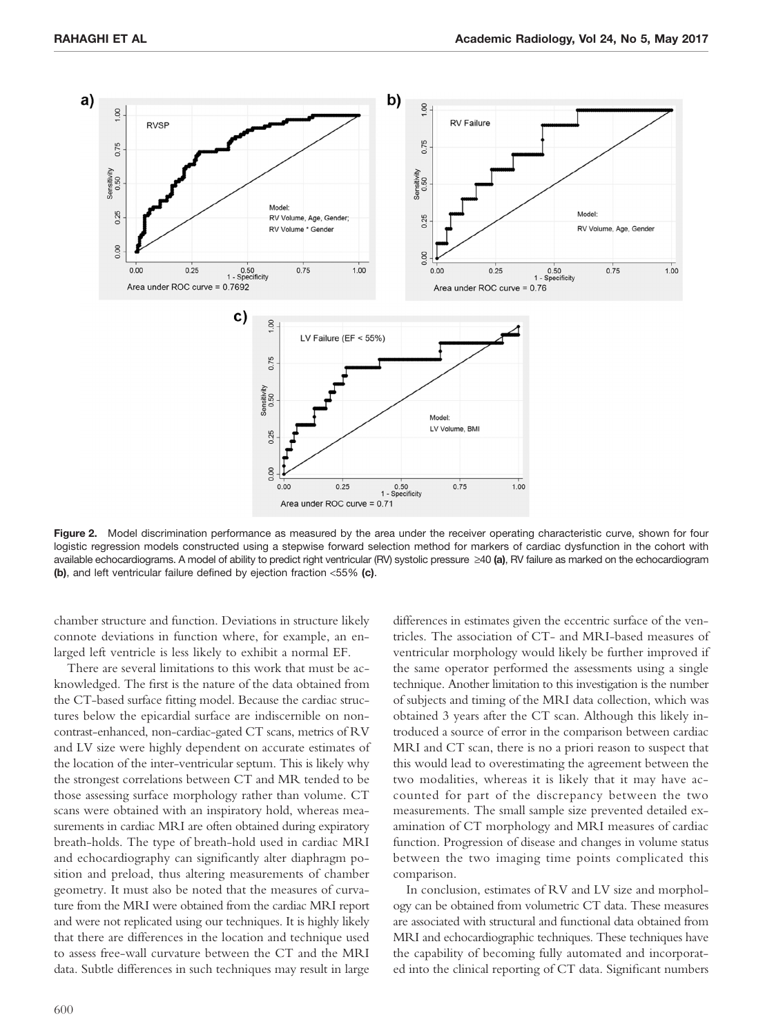**Figure 2.** Model discrimination performance as measured by the area under the receiver operating characteristic curve, shown for four logistic regression models constructed using a stepwise forward selection method for markers of cardiac dysfunction in the cohort with available echocardiograms. A model of ability to predict right ventricular (RV) systolic pressure ≥40 **(a)**, RV failure as marked on the echocardiogram **(b)**, and left ventricular failure defined by ejection fraction <55% **(c)**.

chamber structure and function. Deviations in structure likely connote deviations in function where, for example, an enlarged left ventricle is less likely to exhibit a normal EF.

There are several limitations to this work that must be acknowledged. The first is the nature of the data obtained from the CT-based surface fitting model. Because the cardiac structures below the epicardial surface are indiscernible on non-contrast-enhanced, non-cardiac-gated CT scans, metrics of RV and LV size were highly dependent on accurate estimates of the location of the inter-ventricular septum. This is likely why the strongest correlations between CT and MR tended to be those assessing surface morphology rather than volume. CT scans were obtained with an inspiratory hold, whereas measurements in cardiac MRI are often obtained during expiratory breath-holds. The type of breath-hold used in cardiac MRI and echocardiography can significantly alter diaphragm position and preload, thus altering measurements of chamber geometry. It must also be noted that the measures of curvature from the MRI were obtained from the cardiac MRI report and were not replicated using our techniques. It is highly likely that there are differences in the location and technique used to assess free-wall curvature between the CT and the MRI data. Subtle differences in such techniques may result in large differences in estimates given the eccentric surface of the ventricles. The association of CT- and MRI-based measures of ventricular morphology would likely be further improved if the same operator performed the assessments using a single technique. Another limitation to this investigation is the number of subjects and timing of the MRI data collection, which was obtained 3 years after the CT scan. Although this likely introduced a source of error in the comparison between cardiac MRI and CT scan, there is no a priori reason to suspect that this would lead to overestimating the agreement between the two modalities, whereas it is likely that it may have accounted for part of the discrepancy between the two measurements. The small sample size prevented detailed examination of CT morphology and MRI measures of cardiac function. Progression of disease and changes in volume status between the two imaging time points complicated this comparison.

In conclusion, estimates of RV and LV size and morphology can be obtained from volumetric CT data. These measures are associated with structural and functional data obtained from MRI and echocardiographic techniques. These techniques have the capability of becoming fully automated and incorporated into the clinical reporting of CT data. Significant numbers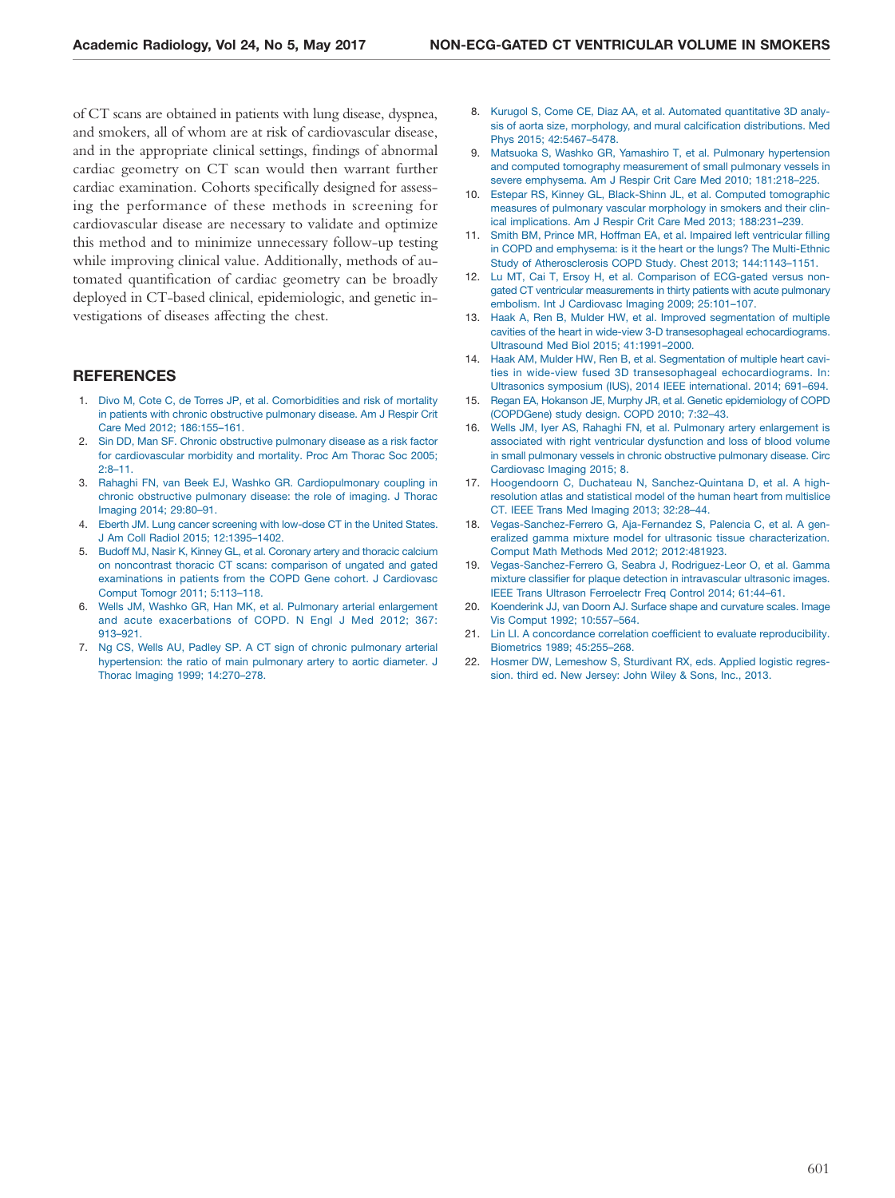of CT scans are obtained in patients with lung disease, dyspnea, and smokers, all of whom are at risk of cardiovascular disease, and in the appropriate clinical settings, findings of abnormal cardiac geometry on CT scan would then warrant further cardiac examination. Cohorts specifically designed for assessing the performance of these methods in screening for cardiovascular disease are necessary to validate and optimize this method and to minimize unnecessary follow-up testing while improving clinical value. Additionally, methods of automated quantification of cardiac geometry can be broadly deployed in CT-based clinical, epidemiologic, and genetic investigations of diseases affecting the chest.

## REFERENCES

1. Divo M, Cote C, de Torres JP, et al. Comorbidities and risk of mortality in patients with chronic obstructive pulmonary disease. Am J Respir Crit Care Med 2012; 186:155–161.
2. Sin DD, Man SF. Chronic obstructive pulmonary disease as a risk factor for cardiovascular morbidity and mortality. Proc Am Thorac Soc 2005; 2:8–11.
3. Rahaghi FN, van Beek EJ, Washko GR. Cardiopulmonary coupling in chronic obstructive pulmonary disease: the role of imaging. J Thorac Imaging 2014; 29:80–91.
4. Eberth JM. Lung cancer screening with low-dose CT in the United States. J Am Coll Radiol 2015; 12:1395–1402.
5. Budoff MJ, Nasir K, Kinney GL, et al. Coronary artery and thoracic calcium on noncontrast thoracic CT scans: comparison of ungated and gated examinations in patients from the COPD Gene cohort. J Cardiovasc Comput Tomogr 2011; 5:113–118.
6. Wells JM, Washko GR, Han MK, et al. Pulmonary arterial enlargement and acute exacerbations of COPD. N Engl J Med 2012; 367: 913–921.
7. Ng CS, Wells AU, Padley SP. A CT sign of chronic pulmonary arterial hypertension: the ratio of main pulmonary artery to aortic diameter. J Thorac Imaging 1999; 14:270–278.
8. Kurugol S, Come CE, Diaz AA, et al. Automated quantitative 3D analysis of aorta size, morphology, and mural calcification distributions. Med Phys 2015; 42:5467–5478.
9. Matsuoka S, Washko GR, Yamashiro T, et al. Pulmonary hypertension and computed tomography measurement of small pulmonary vessels in severe emphysema. Am J Respir Crit Care Med 2010; 181:218–225.
10. Estepar RS, Kinney GL, Black-Shinn JL, et al. Computed tomographic measures of pulmonary vascular morphology in smokers and their clinical implications. Am J Respir Crit Care Med 2013; 188:231–239.
11. Smith BM, Prince MR, Hoffman EA, et al. Impaired left ventricular filling in COPD and emphysema: is it the heart or the lungs? The Multi-Ethnic Study of Atherosclerosis COPD Study. Chest 2013; 144:1143–1151.
12. Lu MT, Cai T, Ersoy H, et al. Comparison of ECG-gated versus non-gated CT ventricular measurements in thirty patients with acute pulmonary embolism. Int J Cardiovasc Imaging 2009; 25:101–107.
13. Haak A, Ren B, Mulder HW, et al. Improved segmentation of multiple cavities of the heart in wide-view 3-D transesophageal echocardiograms. Ultrasound Med Biol 2015; 41:1991–2000.
14. Haak AM, Mulder HW, Ren B, et al. Segmentation of multiple heart cavities in wide-view fused 3D transesophageal echocardiograms. In: Ultrasonics symposium (IUS), 2014 IEEE international. 2014; 691–694.
15. Regan EA, Hokanson JE, Murphy JR, et al. Genetic epidemiology of COPD (COPDGene) study design. COPD 2010; 7:32–43.
16. Wells JM, Iyer AS, Rahaghi FN, et al. Pulmonary artery enlargement is associated with right ventricular dysfunction and loss of blood volume in small pulmonary vessels in chronic obstructive pulmonary disease. Circ Cardiovasc Imaging 2015; 8.
17. Hoogendoorn C, Duchateau N, Sanchez-Quintana D, et al. A high-resolution atlas and statistical model of the human heart from multislice CT. IEEE Trans Med Imaging 2013; 32:28–44.
18. Vegas-Sanchez-Ferrero G, Aja-Fernandez S, Palencia C, et al. A generalized gamma mixture model for ultrasonic tissue characterization. Comput Math Methods Med 2012; 2012:481923.
19. Vegas-Sanchez-Ferrero G, Seabra J, Rodriguez-Leor O, et al. Gamma mixture classifier for plaque detection in intravascular ultrasonic images. IEEE Trans Ultrason Ferroelectr Freq Control 2014; 61:44–61.
20. Koenderink JJ, van Doorn AJ. Surface shape and curvature scales. Image Vis Comput 1992; 10:557–564.
21. Lin LI. A concordance correlation coefficient to evaluate reproducibility. Biometrics 1989; 45:255–268.
22. Hosmer DW, Lemeshow S, Sturdivant RX, eds. Applied logistic regression. third ed. New Jersey: John Wiley & Sons, Inc., 2013.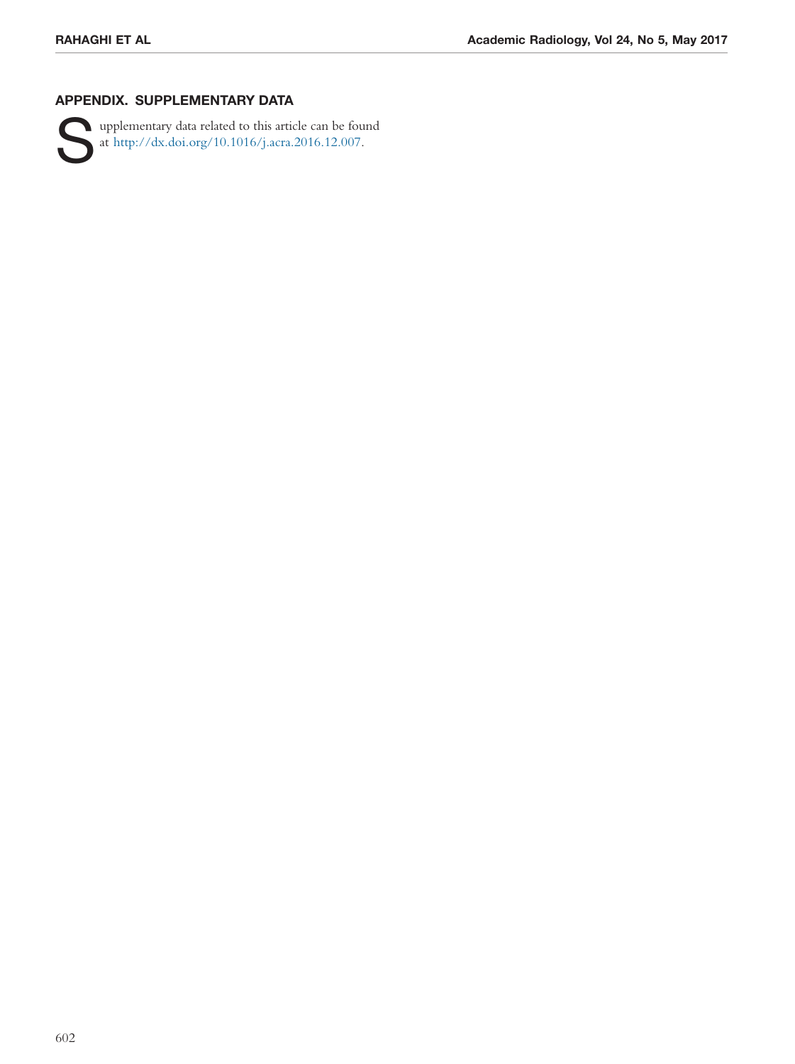## APPENDIX. SUPPLEMENTARY DATA

Supplementary data related to this article can be found at http://dx.doi.org/10.1016/j.acra.2016.12.007.